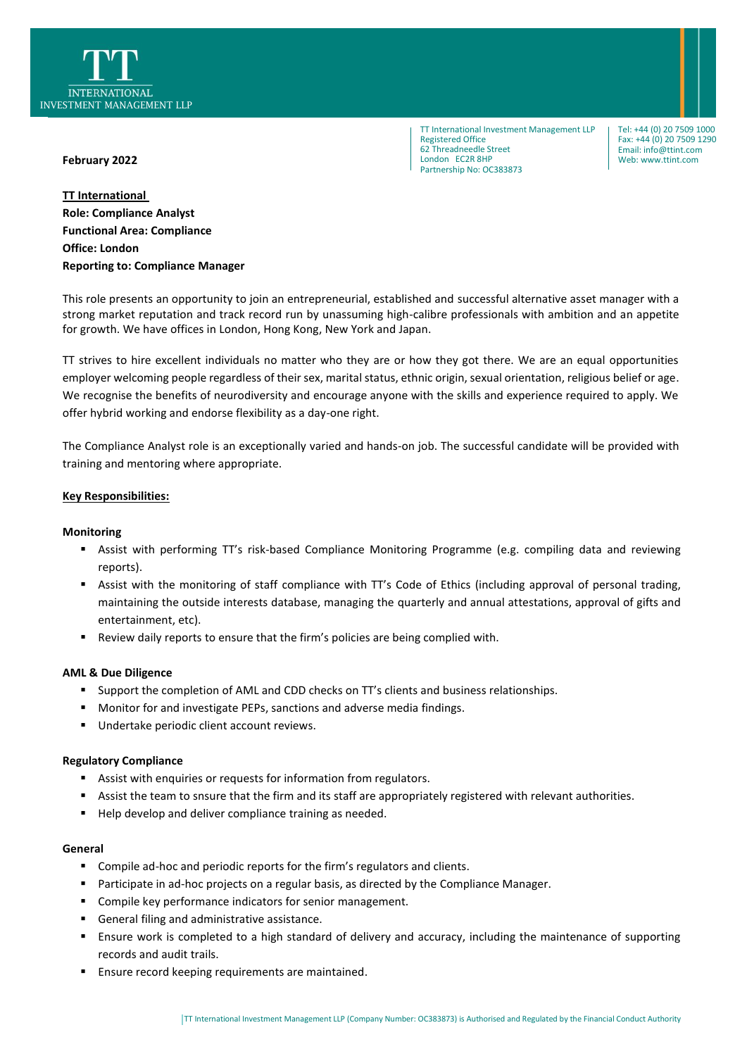TT INTERNATIONAL INVESTMENT MANAGEMENT LLP

TT International Investment Management LLP
Registered Office
62 Threadneedle Street
London EC2R 8HP
Partnership No: OC383873

Tel: +44 (0) 20 7509 1000
Fax: +44 (0) 20 7509 1290
Email: info@ttint.com
Web: www.ttint.com

**February 2022**

**TT International**
**Role: Compliance Analyst**
**Functional Area: Compliance**
**Office: London**
**Reporting to: Compliance Manager**

This role presents an opportunity to join an entrepreneurial, established and successful alternative asset manager with a strong market reputation and track record run by unassuming high-calibre professionals with ambition and an appetite for growth. We have offices in London, Hong Kong, New York and Japan.

TT strives to hire excellent individuals no matter who they are or how they got there. We are an equal opportunities employer welcoming people regardless of their sex, marital status, ethnic origin, sexual orientation, religious belief or age. We recognise the benefits of neurodiversity and encourage anyone with the skills and experience required to apply. We offer hybrid working and endorse flexibility as a day-one right.

The Compliance Analyst role is an exceptionally varied and hands-on job. The successful candidate will be provided with training and mentoring where appropriate.

**Key Responsibilities:**

**Monitoring**

- Assist with performing TT's risk-based Compliance Monitoring Programme (e.g. compiling data and reviewing reports).
- Assist with the monitoring of staff compliance with TT's Code of Ethics (including approval of personal trading, maintaining the outside interests database, managing the quarterly and annual attestations, approval of gifts and entertainment, etc).
- Review daily reports to ensure that the firm's policies are being complied with.

**AML & Due Diligence**

- Support the completion of AML and CDD checks on TT's clients and business relationships.
- Monitor for and investigate PEPs, sanctions and adverse media findings.
- Undertake periodic client account reviews.

**Regulatory Compliance**

- Assist with enquiries or requests for information from regulators.
- Assist the team to snsure that the firm and its staff are appropriately registered with relevant authorities.
- Help develop and deliver compliance training as needed.

**General**

- Compile ad-hoc and periodic reports for the firm's regulators and clients.
- Participate in ad-hoc projects on a regular basis, as directed by the Compliance Manager.
- Compile key performance indicators for senior management.
- General filing and administrative assistance.
- Ensure work is completed to a high standard of delivery and accuracy, including the maintenance of supporting records and audit trails.
- Ensure record keeping requirements are maintained.

TT International Investment Management LLP (Company Number: OC383873) is Authorised and Regulated by the Financial Conduct Authority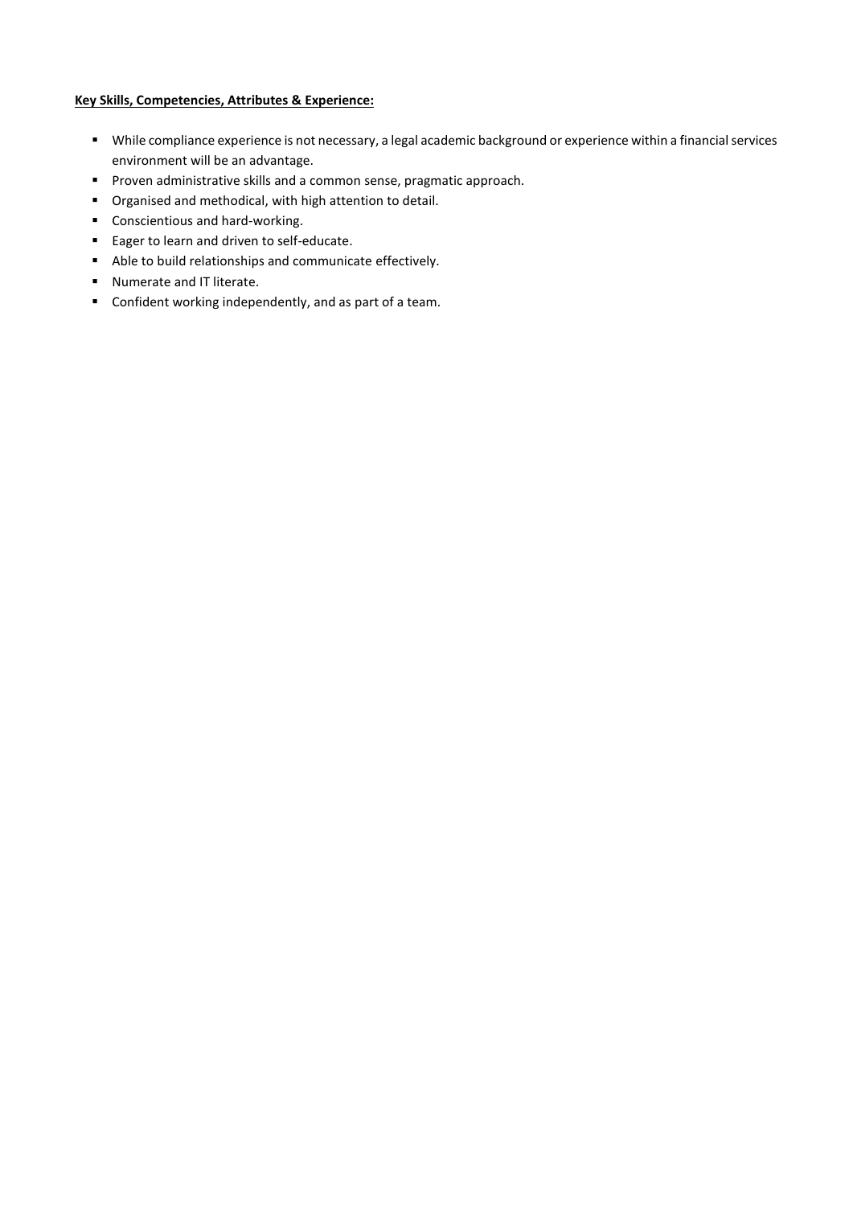**Key Skills, Competencies, Attributes & Experience:**

- While compliance experience is not necessary, a legal academic background or experience within a financial services environment will be an advantage.
- Proven administrative skills and a common sense, pragmatic approach.
- Organised and methodical, with high attention to detail.
- Conscientious and hard-working.
- Eager to learn and driven to self-educate.
- Able to build relationships and communicate effectively.
- Numerate and IT literate.
- Confident working independently, and as part of a team.